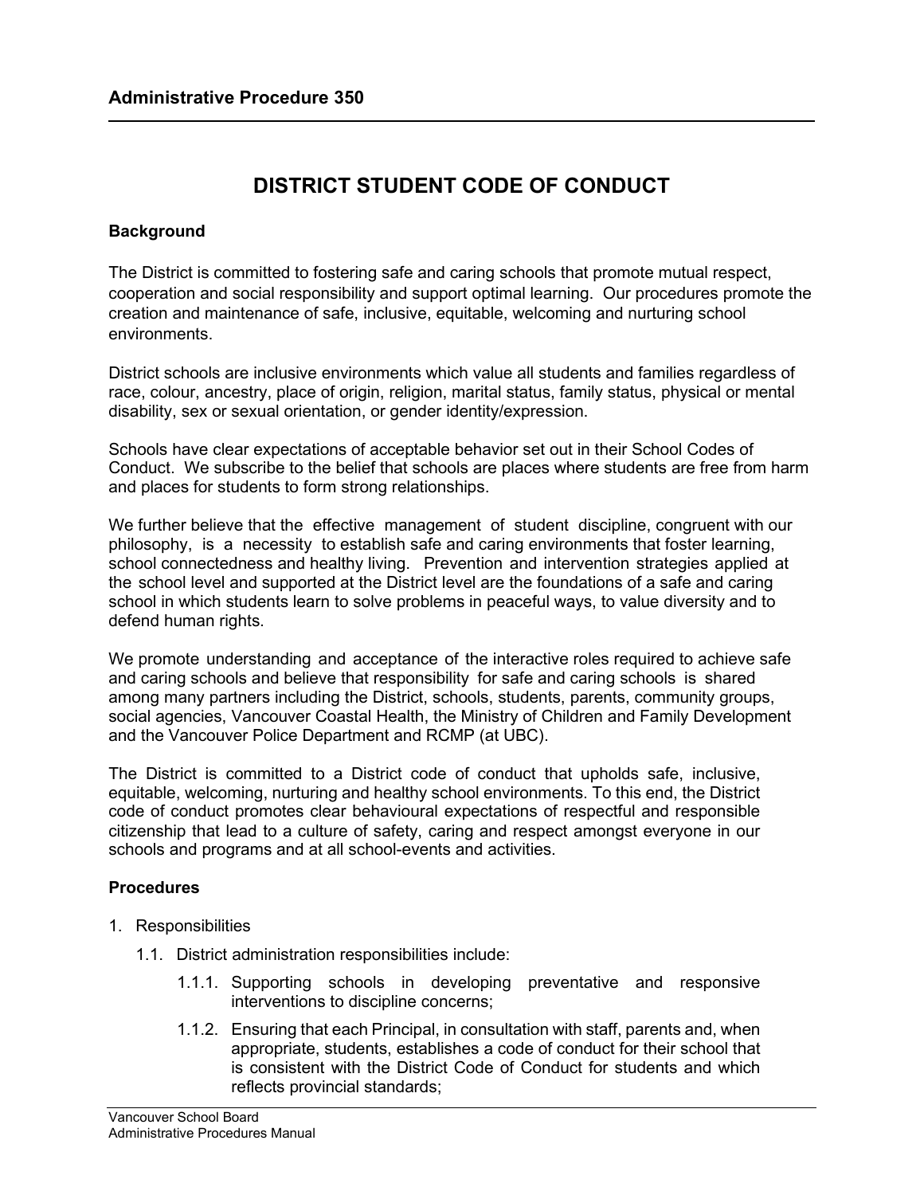**Administrative Procedure 350**

# DISTRICT STUDENT CODE OF CONDUCT

### Background

The District is committed to fostering safe and caring schools that promote mutual respect, cooperation and social responsibility and support optimal learning. Our procedures promote the creation and maintenance of safe, inclusive, equitable, welcoming and nurturing school environments.

District schools are inclusive environments which value all students and families regardless of race, colour, ancestry, place of origin, religion, marital status, family status, physical or mental disability, sex or sexual orientation, or gender identity/expression.

Schools have clear expectations of acceptable behavior set out in their School Codes of Conduct. We subscribe to the belief that schools are places where students are free from harm and places for students to form strong relationships.

We further believe that the effective management of student discipline, congruent with our philosophy, is a necessity to establish safe and caring environments that foster learning, school connectedness and healthy living. Prevention and intervention strategies applied at the school level and supported at the District level are the foundations of a safe and caring school in which students learn to solve problems in peaceful ways, to value diversity and to defend human rights.

We promote understanding and acceptance of the interactive roles required to achieve safe and caring schools and believe that responsibility for safe and caring schools is shared among many partners including the District, schools, students, parents, community groups, social agencies, Vancouver Coastal Health, the Ministry of Children and Family Development and the Vancouver Police Department and RCMP (at UBC).

The District is committed to a District code of conduct that upholds safe, inclusive, equitable, welcoming, nurturing and healthy school environments. To this end, the District code of conduct promotes clear behavioural expectations of respectful and responsible citizenship that lead to a culture of safety, caring and respect amongst everyone in our schools and programs and at all school-events and activities.

### Procedures

1. Responsibilities
   - 1.1. District administration responsibilities include:
     - 1.1.1. Supporting schools in developing preventative and responsive interventions to discipline concerns;
     - 1.1.2. Ensuring that each Principal, in consultation with staff, parents and, when appropriate, students, establishes a code of conduct for their school that is consistent with the District Code of Conduct for students and which reflects provincial standards;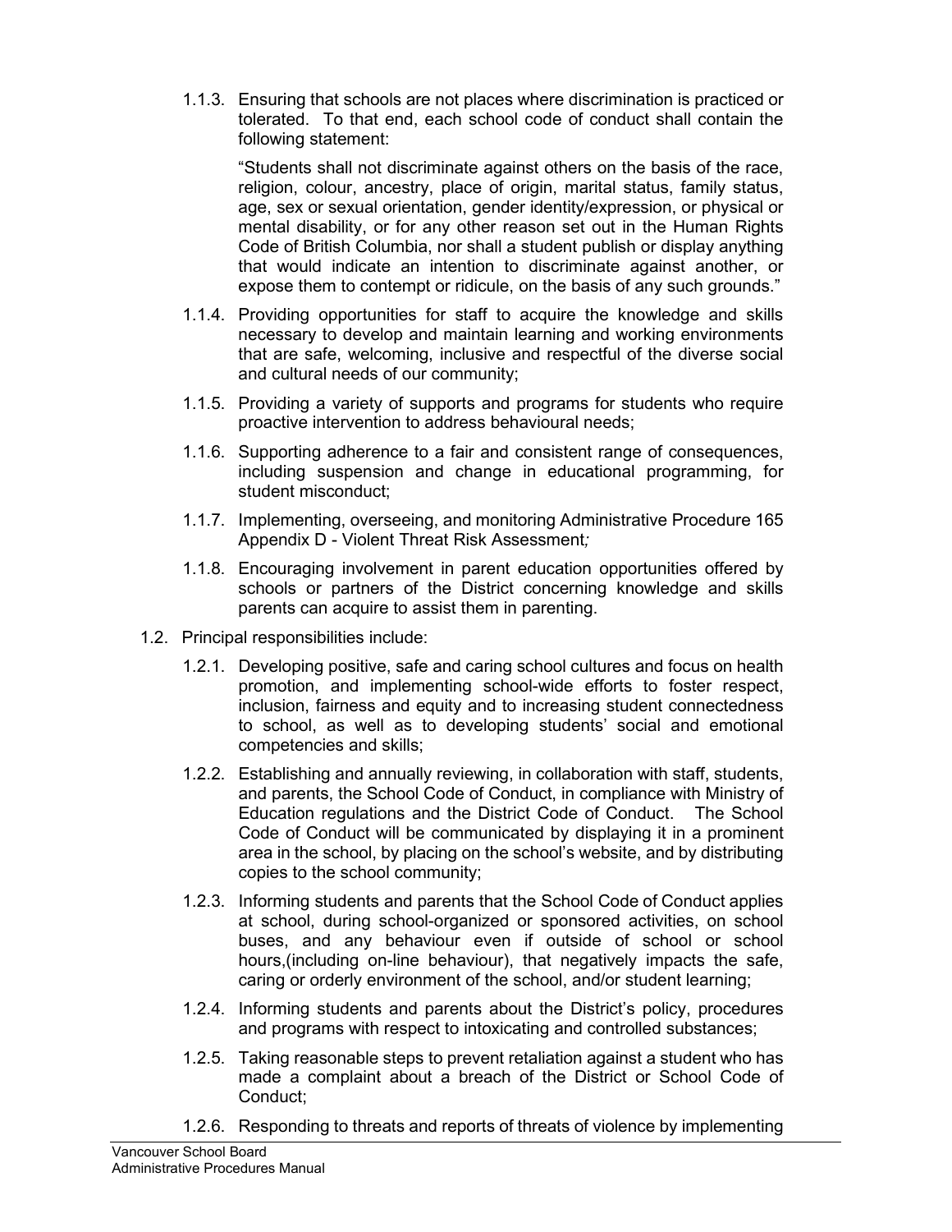1.1.3. Ensuring that schools are not places where discrimination is practiced or tolerated. To that end, each school code of conduct shall contain the following statement:

"Students shall not discriminate against others on the basis of the race, religion, colour, ancestry, place of origin, marital status, family status, age, sex or sexual orientation, gender identity/expression, or physical or mental disability, or for any other reason set out in the Human Rights Code of British Columbia, nor shall a student publish or display anything that would indicate an intention to discriminate against another, or expose them to contempt or ridicule, on the basis of any such grounds."

1.1.4. Providing opportunities for staff to acquire the knowledge and skills necessary to develop and maintain learning and working environments that are safe, welcoming, inclusive and respectful of the diverse social and cultural needs of our community;

1.1.5. Providing a variety of supports and programs for students who require proactive intervention to address behavioural needs;

1.1.6. Supporting adherence to a fair and consistent range of consequences, including suspension and change in educational programming, for student misconduct;

1.1.7. Implementing, overseeing, and monitoring Administrative Procedure 165 Appendix D - Violent Threat Risk Assessment*;*

1.1.8. Encouraging involvement in parent education opportunities offered by schools or partners of the District concerning knowledge and skills parents can acquire to assist them in parenting.

1.2. Principal responsibilities include:

1.2.1. Developing positive, safe and caring school cultures and focus on health promotion, and implementing school-wide efforts to foster respect, inclusion, fairness and equity and to increasing student connectedness to school, as well as to developing students' social and emotional competencies and skills;

1.2.2. Establishing and annually reviewing, in collaboration with staff, students, and parents, the School Code of Conduct, in compliance with Ministry of Education regulations and the District Code of Conduct. The School Code of Conduct will be communicated by displaying it in a prominent area in the school, by placing on the school's website, and by distributing copies to the school community;

1.2.3. Informing students and parents that the School Code of Conduct applies at school, during school-organized or sponsored activities, on school buses, and any behaviour even if outside of school or school hours,(including on-line behaviour), that negatively impacts the safe, caring or orderly environment of the school, and/or student learning;

1.2.4. Informing students and parents about the District's policy, procedures and programs with respect to intoxicating and controlled substances;

1.2.5. Taking reasonable steps to prevent retaliation against a student who has made a complaint about a breach of the District or School Code of Conduct;

1.2.6. Responding to threats and reports of threats of violence by implementing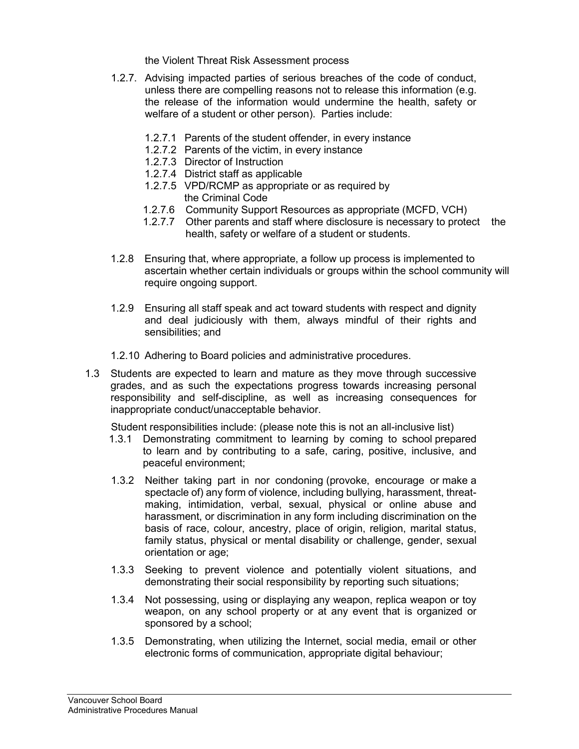the Violent Threat Risk Assessment process

1.2.7. Advising impacted parties of serious breaches of the code of conduct, unless there are compelling reasons not to release this information (e.g. the release of the information would undermine the health, safety or welfare of a student or other person). Parties include:

   1.2.7.1 Parents of the student offender, in every instance
   1.2.7.2 Parents of the victim, in every instance
   1.2.7.3 Director of Instruction
   1.2.7.4 District staff as applicable
   1.2.7.5 VPD/RCMP as appropriate or as required by the Criminal Code
   1.2.7.6 Community Support Resources as appropriate (MCFD, VCH)
   1.2.7.7 Other parents and staff where disclosure is necessary to protect the health, safety or welfare of a student or students.

1.2.8 Ensuring that, where appropriate, a follow up process is implemented to ascertain whether certain individuals or groups within the school community will require ongoing support.

1.2.9 Ensuring all staff speak and act toward students with respect and dignity and deal judiciously with them, always mindful of their rights and sensibilities; and

1.2.10 Adhering to Board policies and administrative procedures.

1.3 Students are expected to learn and mature as they move through successive grades, and as such the expectations progress towards increasing personal responsibility and self-discipline, as well as increasing consequences for inappropriate conduct/unacceptable behavior.

Student responsibilities include: (please note this is not an all-inclusive list)

1.3.1 Demonstrating commitment to learning by coming to school prepared to learn and by contributing to a safe, caring, positive, inclusive, and peaceful environment;

1.3.2 Neither taking part in nor condoning (provoke, encourage or make a spectacle of) any form of violence, including bullying, harassment, threat-making, intimidation, verbal, sexual, physical or online abuse and harassment, or discrimination in any form including discrimination on the basis of race, colour, ancestry, place of origin, religion, marital status, family status, physical or mental disability or challenge, gender, sexual orientation or age;

1.3.3 Seeking to prevent violence and potentially violent situations, and demonstrating their social responsibility by reporting such situations;

1.3.4 Not possessing, using or displaying any weapon, replica weapon or toy weapon, on any school property or at any event that is organized or sponsored by a school;

1.3.5 Demonstrating, when utilizing the Internet, social media, email or other electronic forms of communication, appropriate digital behaviour;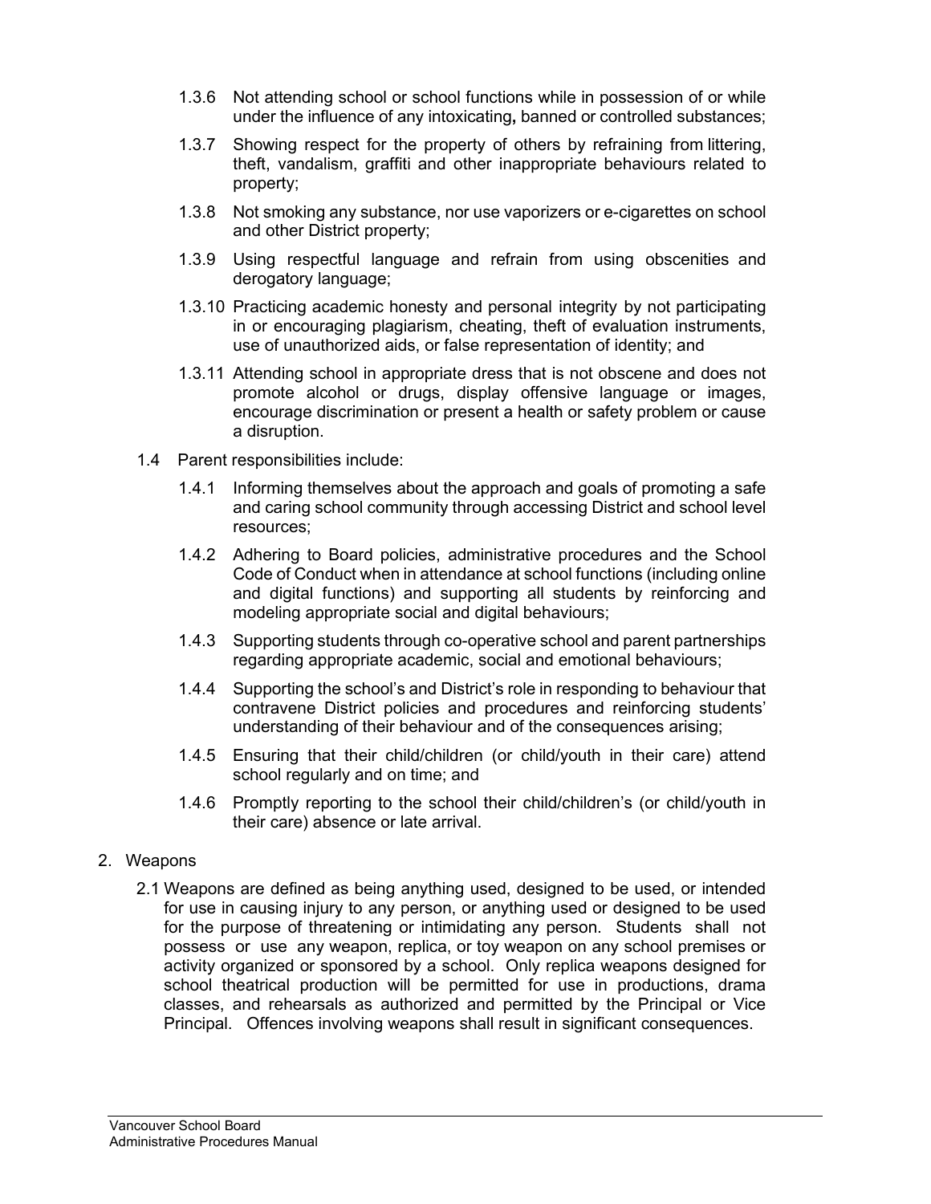1.3.6 Not attending school or school functions while in possession of or while under the influence of any intoxicating**,** banned or controlled substances;

1.3.7 Showing respect for the property of others by refraining from littering, theft, vandalism, graffiti and other inappropriate behaviours related to property;

1.3.8 Not smoking any substance, nor use vaporizers or e-cigarettes on school and other District property;

1.3.9 Using respectful language and refrain from using obscenities and derogatory language;

1.3.10 Practicing academic honesty and personal integrity by not participating in or encouraging plagiarism, cheating, theft of evaluation instruments, use of unauthorized aids, or false representation of identity; and

1.3.11 Attending school in appropriate dress that is not obscene and does not promote alcohol or drugs, display offensive language or images, encourage discrimination or present a health or safety problem or cause a disruption.

1.4 Parent responsibilities include:

1.4.1 Informing themselves about the approach and goals of promoting a safe and caring school community through accessing District and school level resources;

1.4.2 Adhering to Board policies, administrative procedures and the School Code of Conduct when in attendance at school functions (including online and digital functions) and supporting all students by reinforcing and modeling appropriate social and digital behaviours;

1.4.3 Supporting students through co-operative school and parent partnerships regarding appropriate academic, social and emotional behaviours;

1.4.4 Supporting the school's and District's role in responding to behaviour that contravene District policies and procedures and reinforcing students' understanding of their behaviour and of the consequences arising;

1.4.5 Ensuring that their child/children (or child/youth in their care) attend school regularly and on time; and

1.4.6 Promptly reporting to the school their child/children's (or child/youth in their care) absence or late arrival.

2. Weapons

2.1 Weapons are defined as being anything used, designed to be used, or intended for use in causing injury to any person, or anything used or designed to be used for the purpose of threatening or intimidating any person. Students shall not possess or use any weapon, replica, or toy weapon on any school premises or activity organized or sponsored by a school. Only replica weapons designed for school theatrical production will be permitted for use in productions, drama classes, and rehearsals as authorized and permitted by the Principal or Vice Principal. Offences involving weapons shall result in significant consequences.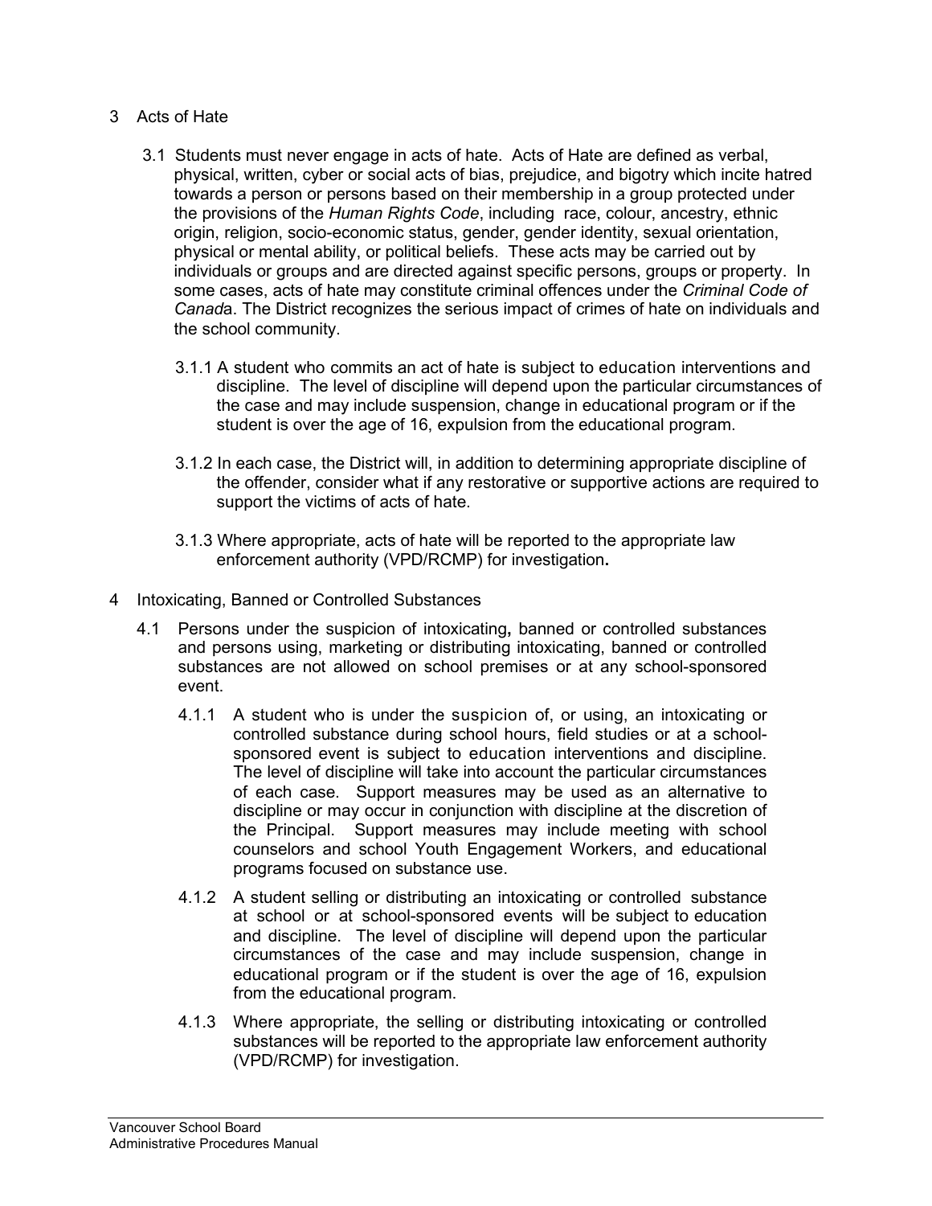## 3 Acts of Hate

3.1 Students must never engage in acts of hate. Acts of Hate are defined as verbal, physical, written, cyber or social acts of bias, prejudice, and bigotry which incite hatred towards a person or persons based on their membership in a group protected under the provisions of the *Human Rights Code*, including race, colour, ancestry, ethnic origin, religion, socio-economic status, gender, gender identity, sexual orientation, physical or mental ability, or political beliefs. These acts may be carried out by individuals or groups and are directed against specific persons, groups or property. In some cases, acts of hate may constitute criminal offences under the *Criminal Code of Canada*. The District recognizes the serious impact of crimes of hate on individuals and the school community.

3.1.1 A student who commits an act of hate is subject to education interventions and discipline. The level of discipline will depend upon the particular circumstances of the case and may include suspension, change in educational program or if the student is over the age of 16, expulsion from the educational program.

3.1.2 In each case, the District will, in addition to determining appropriate discipline of the offender, consider what if any restorative or supportive actions are required to support the victims of acts of hate.

3.1.3 Where appropriate, acts of hate will be reported to the appropriate law enforcement authority (VPD/RCMP) for investigation**.**

## 4 Intoxicating, Banned or Controlled Substances

4.1 Persons under the suspicion of intoxicating**,** banned or controlled substances and persons using, marketing or distributing intoxicating, banned or controlled substances are not allowed on school premises or at any school-sponsored event.

4.1.1 A student who is under the suspicion of, or using, an intoxicating or controlled substance during school hours, field studies or at a school-sponsored event is subject to education interventions and discipline. The level of discipline will take into account the particular circumstances of each case. Support measures may be used as an alternative to discipline or may occur in conjunction with discipline at the discretion of the Principal. Support measures may include meeting with school counselors and school Youth Engagement Workers, and educational programs focused on substance use.

4.1.2 A student selling or distributing an intoxicating or controlled substance at school or at school-sponsored events will be subject to education and discipline. The level of discipline will depend upon the particular circumstances of the case and may include suspension, change in educational program or if the student is over the age of 16, expulsion from the educational program.

4.1.3 Where appropriate, the selling or distributing intoxicating or controlled substances will be reported to the appropriate law enforcement authority (VPD/RCMP) for investigation.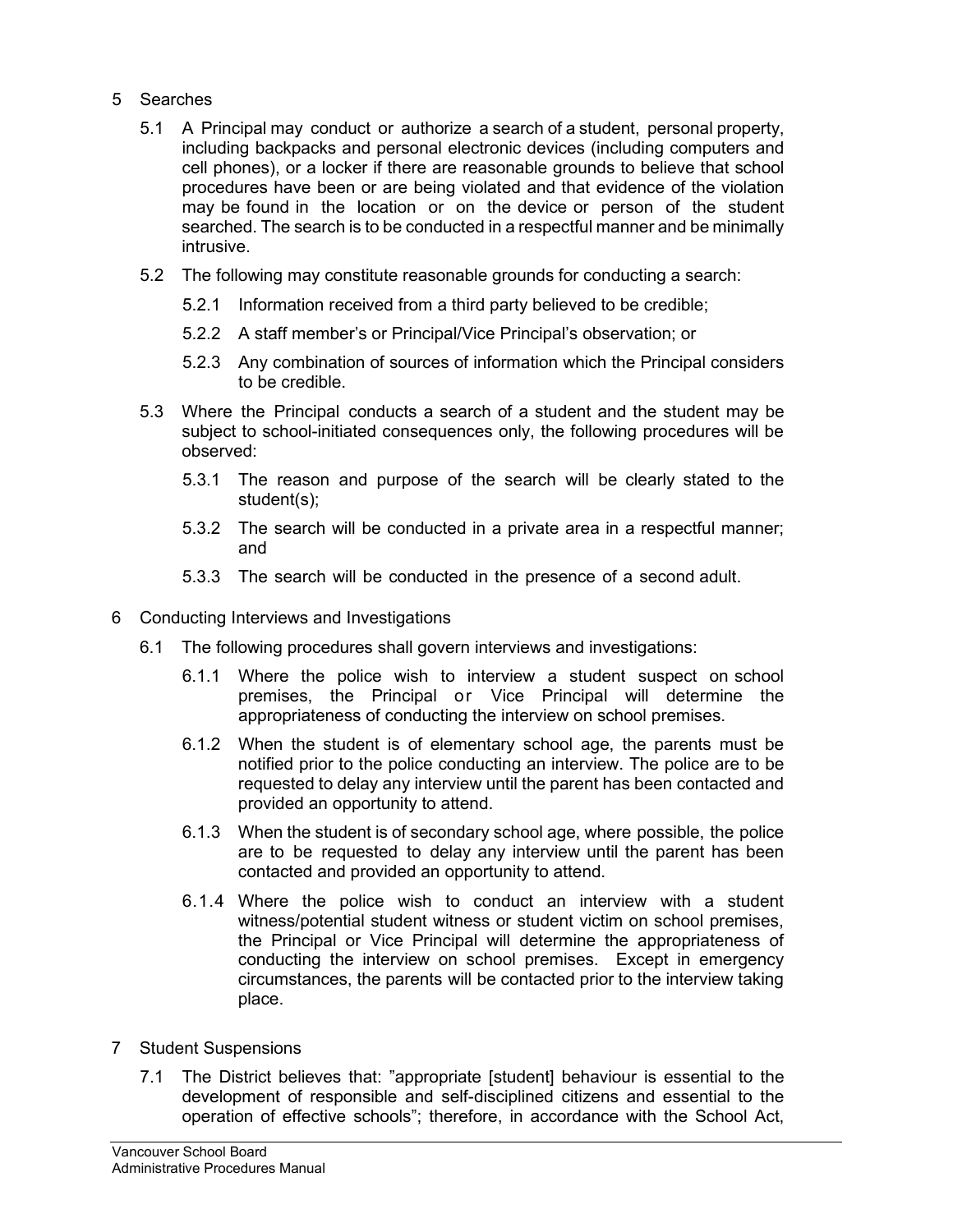5 Searches

5.1 A Principal may conduct or authorize a search of a student, personal property, including backpacks and personal electronic devices (including computers and cell phones), or a locker if there are reasonable grounds to believe that school procedures have been or are being violated and that evidence of the violation may be found in the location or on the device or person of the student searched. The search is to be conducted in a respectful manner and be minimally intrusive.

5.2 The following may constitute reasonable grounds for conducting a search:

5.2.1 Information received from a third party believed to be credible;

5.2.2 A staff member's or Principal/Vice Principal's observation; or

5.2.3 Any combination of sources of information which the Principal considers to be credible.

5.3 Where the Principal conducts a search of a student and the student may be subject to school-initiated consequences only, the following procedures will be observed:

5.3.1 The reason and purpose of the search will be clearly stated to the student(s);

5.3.2 The search will be conducted in a private area in a respectful manner; and

5.3.3 The search will be conducted in the presence of a second adult.

6 Conducting Interviews and Investigations

6.1 The following procedures shall govern interviews and investigations:

6.1.1 Where the police wish to interview a student suspect on school premises, the Principal or Vice Principal will determine the appropriateness of conducting the interview on school premises.

6.1.2 When the student is of elementary school age, the parents must be notified prior to the police conducting an interview. The police are to be requested to delay any interview until the parent has been contacted and provided an opportunity to attend.

6.1.3 When the student is of secondary school age, where possible, the police are to be requested to delay any interview until the parent has been contacted and provided an opportunity to attend.

6.1.4 Where the police wish to conduct an interview with a student witness/potential student witness or student victim on school premises, the Principal or Vice Principal will determine the appropriateness of conducting the interview on school premises. Except in emergency circumstances, the parents will be contacted prior to the interview taking place.

7 Student Suspensions

7.1 The District believes that: "appropriate [student] behaviour is essential to the development of responsible and self-disciplined citizens and essential to the operation of effective schools"; therefore, in accordance with the School Act,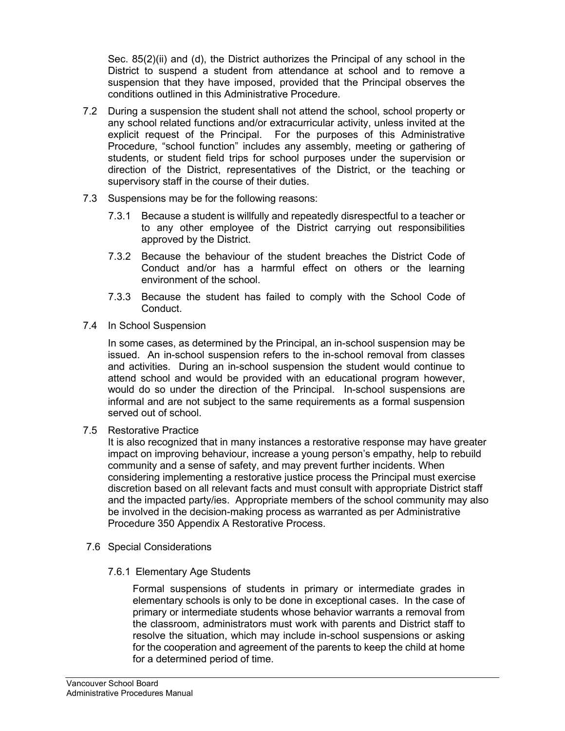Sec. 85(2)(ii) and (d), the District authorizes the Principal of any school in the District to suspend a student from attendance at school and to remove a suspension that they have imposed, provided that the Principal observes the conditions outlined in this Administrative Procedure.

7.2 During a suspension the student shall not attend the school, school property or any school related functions and/or extracurricular activity, unless invited at the explicit request of the Principal. For the purposes of this Administrative Procedure, "school function" includes any assembly, meeting or gathering of students, or student field trips for school purposes under the supervision or direction of the District, representatives of the District, or the teaching or supervisory staff in the course of their duties.

7.3 Suspensions may be for the following reasons:

7.3.1 Because a student is willfully and repeatedly disrespectful to a teacher or to any other employee of the District carrying out responsibilities approved by the District.

7.3.2 Because the behaviour of the student breaches the District Code of Conduct and/or has a harmful effect on others or the learning environment of the school.

7.3.3 Because the student has failed to comply with the School Code of Conduct.

7.4 In School Suspension

In some cases, as determined by the Principal, an in-school suspension may be issued. An in-school suspension refers to the in-school removal from classes and activities. During an in-school suspension the student would continue to attend school and would be provided with an educational program however, would do so under the direction of the Principal. In-school suspensions are informal and are not subject to the same requirements as a formal suspension served out of school.

7.5 Restorative Practice

It is also recognized that in many instances a restorative response may have greater impact on improving behaviour, increase a young person's empathy, help to rebuild community and a sense of safety, and may prevent further incidents. When considering implementing a restorative justice process the Principal must exercise discretion based on all relevant facts and must consult with appropriate District staff and the impacted party/ies. Appropriate members of the school community may also be involved in the decision-making process as warranted as per Administrative Procedure 350 Appendix A Restorative Process.

7.6 Special Considerations

7.6.1 Elementary Age Students

Formal suspensions of students in primary or intermediate grades in elementary schools is only to be done in exceptional cases. In the case of primary or intermediate students whose behavior warrants a removal from the classroom, administrators must work with parents and District staff to resolve the situation, which may include in-school suspensions or asking for the cooperation and agreement of the parents to keep the child at home for a determined period of time.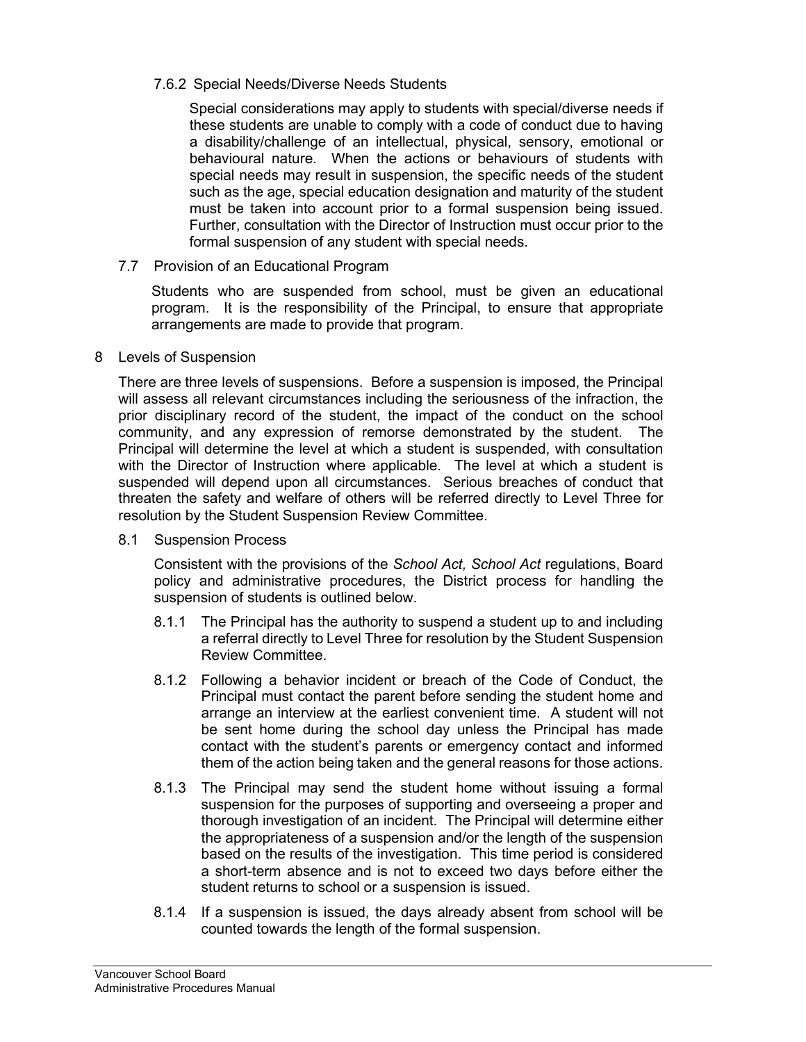#### 7.6.2 Special Needs/Diverse Needs Students

Special considerations may apply to students with special/diverse needs if these students are unable to comply with a code of conduct due to having a disability/challenge of an intellectual, physical, sensory, emotional or behavioural nature. When the actions or behaviours of students with special needs may result in suspension, the specific needs of the student such as the age, special education designation and maturity of the student must be taken into account prior to a formal suspension being issued. Further, consultation with the Director of Instruction must occur prior to the formal suspension of any student with special needs.

### 7.7 Provision of an Educational Program

Students who are suspended from school, must be given an educational program. It is the responsibility of the Principal, to ensure that appropriate arrangements are made to provide that program.

## 8 Levels of Suspension

There are three levels of suspensions. Before a suspension is imposed, the Principal will assess all relevant circumstances including the seriousness of the infraction, the prior disciplinary record of the student, the impact of the conduct on the school community, and any expression of remorse demonstrated by the student. The Principal will determine the level at which a student is suspended, with consultation with the Director of Instruction where applicable. The level at which a student is suspended will depend upon all circumstances. Serious breaches of conduct that threaten the safety and welfare of others will be referred directly to Level Three for resolution by the Student Suspension Review Committee.

### 8.1 Suspension Process

Consistent with the provisions of the *School Act, School Act* regulations, Board policy and administrative procedures, the District process for handling the suspension of students is outlined below.

8.1.1 The Principal has the authority to suspend a student up to and including a referral directly to Level Three for resolution by the Student Suspension Review Committee.

8.1.2 Following a behavior incident or breach of the Code of Conduct, the Principal must contact the parent before sending the student home and arrange an interview at the earliest convenient time. A student will not be sent home during the school day unless the Principal has made contact with the student's parents or emergency contact and informed them of the action being taken and the general reasons for those actions.

8.1.3 The Principal may send the student home without issuing a formal suspension for the purposes of supporting and overseeing a proper and thorough investigation of an incident. The Principal will determine either the appropriateness of a suspension and/or the length of the suspension based on the results of the investigation. This time period is considered a short-term absence and is not to exceed two days before either the student returns to school or a suspension is issued.

8.1.4 If a suspension is issued, the days already absent from school will be counted towards the length of the formal suspension.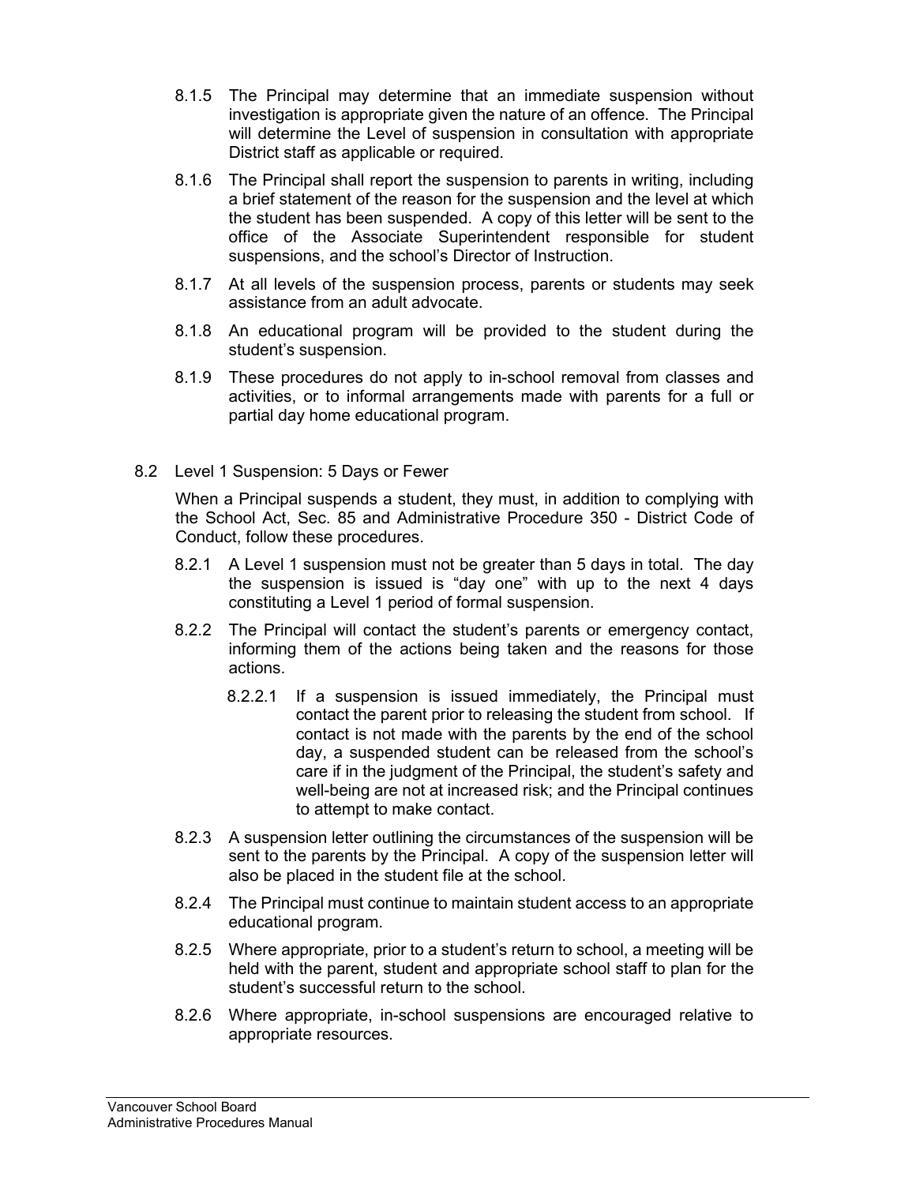8.1.5 The Principal may determine that an immediate suspension without investigation is appropriate given the nature of an offence. The Principal will determine the Level of suspension in consultation with appropriate District staff as applicable or required.

8.1.6 The Principal shall report the suspension to parents in writing, including a brief statement of the reason for the suspension and the level at which the student has been suspended. A copy of this letter will be sent to the office of the Associate Superintendent responsible for student suspensions, and the school's Director of Instruction.

8.1.7 At all levels of the suspension process, parents or students may seek assistance from an adult advocate.

8.1.8 An educational program will be provided to the student during the student's suspension.

8.1.9 These procedures do not apply to in-school removal from classes and activities, or to informal arrangements made with parents for a full or partial day home educational program.

8.2 Level 1 Suspension: 5 Days or Fewer

When a Principal suspends a student, they must, in addition to complying with the School Act, Sec. 85 and Administrative Procedure 350 - District Code of Conduct, follow these procedures.

8.2.1 A Level 1 suspension must not be greater than 5 days in total. The day the suspension is issued is "day one" with up to the next 4 days constituting a Level 1 period of formal suspension.

8.2.2 The Principal will contact the student's parents or emergency contact, informing them of the actions being taken and the reasons for those actions.

8.2.2.1 If a suspension is issued immediately, the Principal must contact the parent prior to releasing the student from school. If contact is not made with the parents by the end of the school day, a suspended student can be released from the school's care if in the judgment of the Principal, the student's safety and well-being are not at increased risk; and the Principal continues to attempt to make contact.

8.2.3 A suspension letter outlining the circumstances of the suspension will be sent to the parents by the Principal. A copy of the suspension letter will also be placed in the student file at the school.

8.2.4 The Principal must continue to maintain student access to an appropriate educational program.

8.2.5 Where appropriate, prior to a student's return to school, a meeting will be held with the parent, student and appropriate school staff to plan for the student's successful return to the school.

8.2.6 Where appropriate, in-school suspensions are encouraged relative to appropriate resources.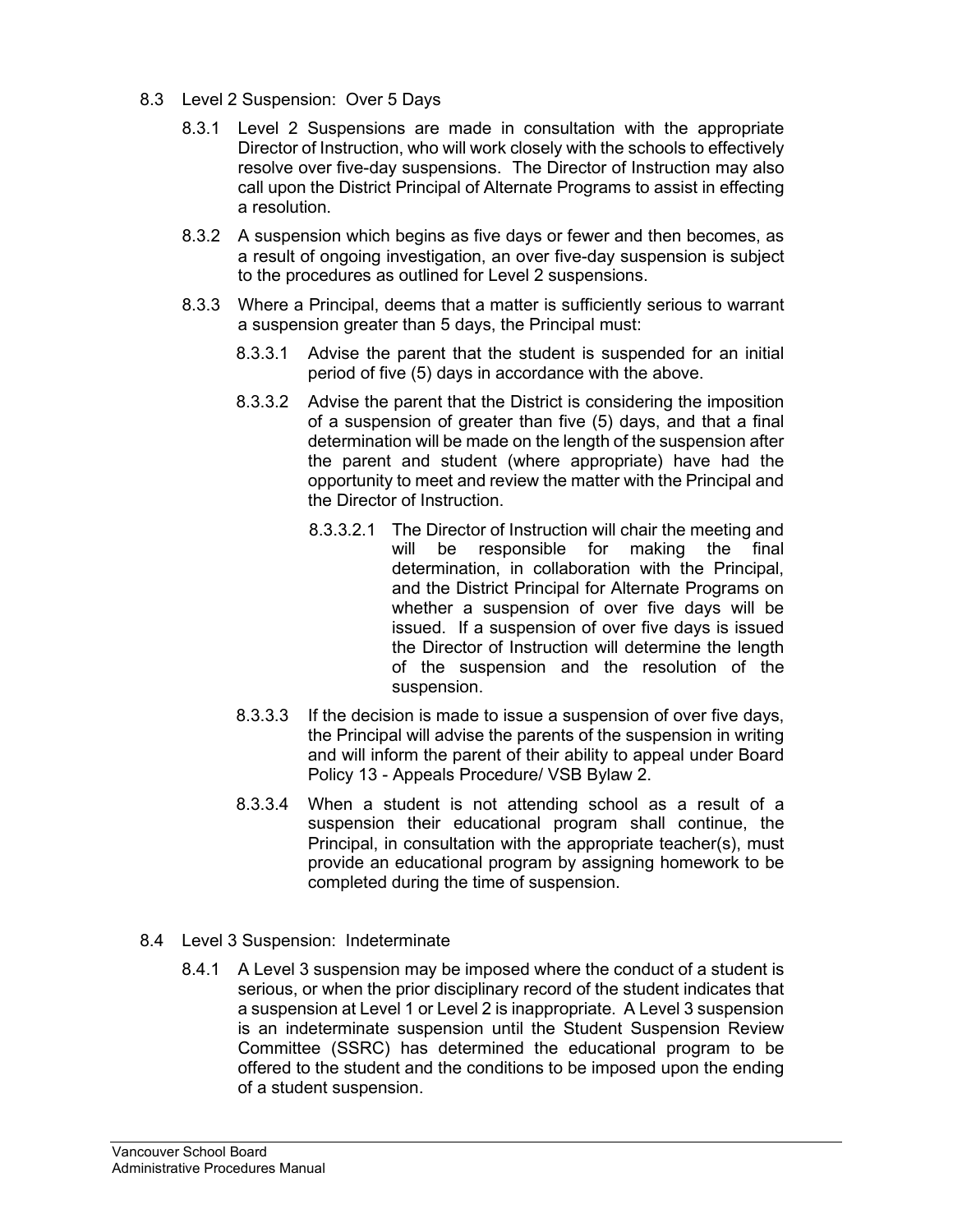8.3 Level 2 Suspension: Over 5 Days

8.3.1 Level 2 Suspensions are made in consultation with the appropriate Director of Instruction, who will work closely with the schools to effectively resolve over five-day suspensions. The Director of Instruction may also call upon the District Principal of Alternate Programs to assist in effecting a resolution.

8.3.2 A suspension which begins as five days or fewer and then becomes, as a result of ongoing investigation, an over five-day suspension is subject to the procedures as outlined for Level 2 suspensions.

8.3.3 Where a Principal, deems that a matter is sufficiently serious to warrant a suspension greater than 5 days, the Principal must:

8.3.3.1 Advise the parent that the student is suspended for an initial period of five (5) days in accordance with the above.

8.3.3.2 Advise the parent that the District is considering the imposition of a suspension of greater than five (5) days, and that a final determination will be made on the length of the suspension after the parent and student (where appropriate) have had the opportunity to meet and review the matter with the Principal and the Director of Instruction.

8.3.3.2.1 The Director of Instruction will chair the meeting and will be responsible for making the final determination, in collaboration with the Principal, and the District Principal for Alternate Programs on whether a suspension of over five days will be issued. If a suspension of over five days is issued the Director of Instruction will determine the length of the suspension and the resolution of the suspension.

8.3.3.3 If the decision is made to issue a suspension of over five days, the Principal will advise the parents of the suspension in writing and will inform the parent of their ability to appeal under Board Policy 13 - Appeals Procedure/ VSB Bylaw 2.

8.3.3.4 When a student is not attending school as a result of a suspension their educational program shall continue, the Principal, in consultation with the appropriate teacher(s), must provide an educational program by assigning homework to be completed during the time of suspension.

8.4 Level 3 Suspension: Indeterminate

8.4.1 A Level 3 suspension may be imposed where the conduct of a student is serious, or when the prior disciplinary record of the student indicates that a suspension at Level 1 or Level 2 is inappropriate. A Level 3 suspension is an indeterminate suspension until the Student Suspension Review Committee (SSRC) has determined the educational program to be offered to the student and the conditions to be imposed upon the ending of a student suspension.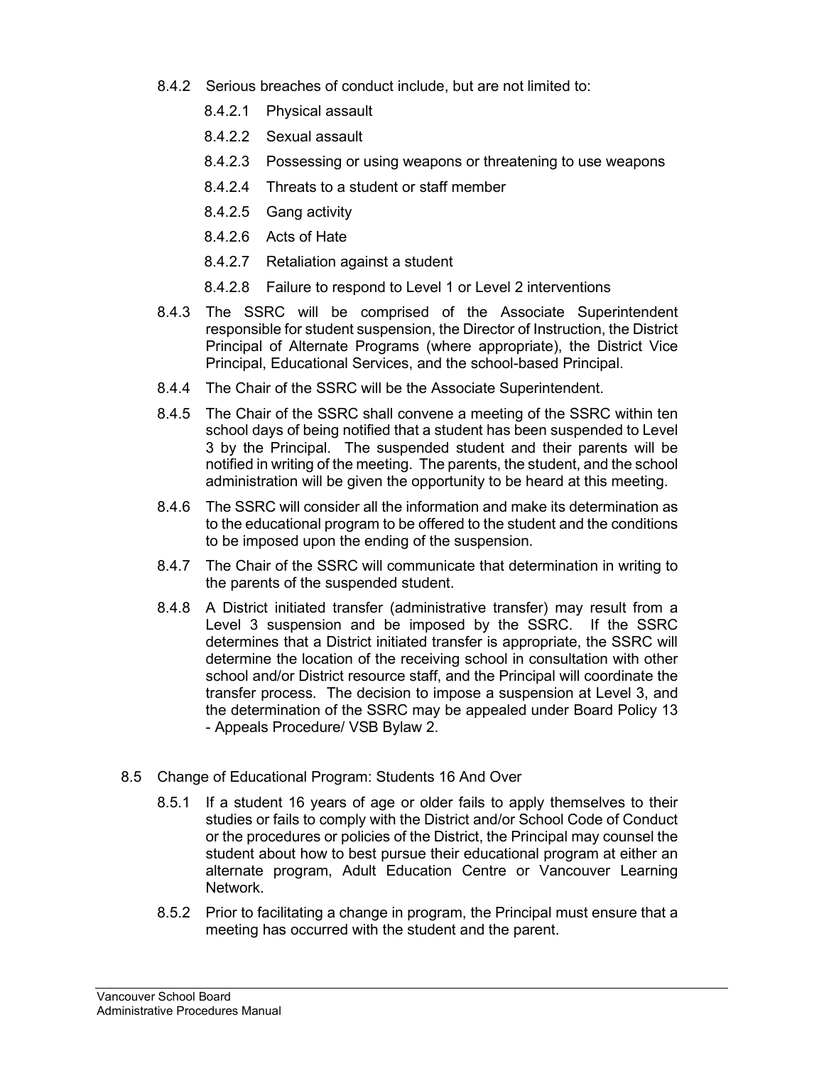8.4.2 Serious breaches of conduct include, but are not limited to:

- 8.4.2.1 Physical assault
- 8.4.2.2 Sexual assault
- 8.4.2.3 Possessing or using weapons or threatening to use weapons
- 8.4.2.4 Threats to a student or staff member
- 8.4.2.5 Gang activity
- 8.4.2.6 Acts of Hate
- 8.4.2.7 Retaliation against a student
- 8.4.2.8 Failure to respond to Level 1 or Level 2 interventions

8.4.3 The SSRC will be comprised of the Associate Superintendent responsible for student suspension, the Director of Instruction, the District Principal of Alternate Programs (where appropriate), the District Vice Principal, Educational Services, and the school-based Principal.

8.4.4 The Chair of the SSRC will be the Associate Superintendent.

8.4.5 The Chair of the SSRC shall convene a meeting of the SSRC within ten school days of being notified that a student has been suspended to Level 3 by the Principal. The suspended student and their parents will be notified in writing of the meeting. The parents, the student, and the school administration will be given the opportunity to be heard at this meeting.

8.4.6 The SSRC will consider all the information and make its determination as to the educational program to be offered to the student and the conditions to be imposed upon the ending of the suspension.

8.4.7 The Chair of the SSRC will communicate that determination in writing to the parents of the suspended student.

8.4.8 A District initiated transfer (administrative transfer) may result from a Level 3 suspension and be imposed by the SSRC. If the SSRC determines that a District initiated transfer is appropriate, the SSRC will determine the location of the receiving school in consultation with other school and/or District resource staff, and the Principal will coordinate the transfer process. The decision to impose a suspension at Level 3, and the determination of the SSRC may be appealed under Board Policy 13 - Appeals Procedure/ VSB Bylaw 2.

8.5 Change of Educational Program: Students 16 And Over

8.5.1 If a student 16 years of age or older fails to apply themselves to their studies or fails to comply with the District and/or School Code of Conduct or the procedures or policies of the District, the Principal may counsel the student about how to best pursue their educational program at either an alternate program, Adult Education Centre or Vancouver Learning Network.

8.5.2 Prior to facilitating a change in program, the Principal must ensure that a meeting has occurred with the student and the parent.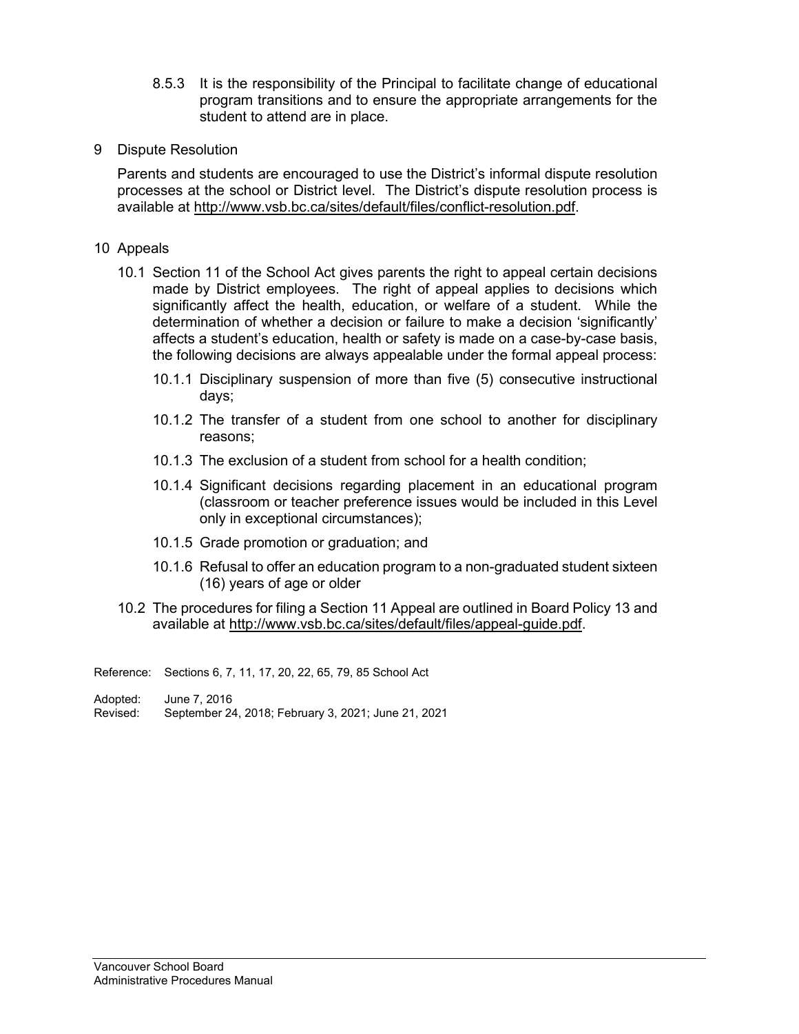8.5.3 It is the responsibility of the Principal to facilitate change of educational program transitions and to ensure the appropriate arrangements for the student to attend are in place.

## 9 Dispute Resolution

Parents and students are encouraged to use the District's informal dispute resolution processes at the school or District level. The District's dispute resolution process is available at http://www.vsb.bc.ca/sites/default/files/conflict-resolution.pdf.

## 10 Appeals

10.1 Section 11 of the School Act gives parents the right to appeal certain decisions made by District employees. The right of appeal applies to decisions which significantly affect the health, education, or welfare of a student. While the determination of whether a decision or failure to make a decision 'significantly' affects a student's education, health or safety is made on a case-by-case basis, the following decisions are always appealable under the formal appeal process:

10.1.1 Disciplinary suspension of more than five (5) consecutive instructional days;

10.1.2 The transfer of a student from one school to another for disciplinary reasons;

10.1.3 The exclusion of a student from school for a health condition;

10.1.4 Significant decisions regarding placement in an educational program (classroom or teacher preference issues would be included in this Level only in exceptional circumstances);

10.1.5 Grade promotion or graduation; and

10.1.6 Refusal to offer an education program to a non-graduated student sixteen (16) years of age or older

10.2 The procedures for filing a Section 11 Appeal are outlined in Board Policy 13 and available at http://www.vsb.bc.ca/sites/default/files/appeal-guide.pdf.

Reference: Sections 6, 7, 11, 17, 20, 22, 65, 79, 85 School Act

Adopted: June 7, 2016
Revised: September 24, 2018; February 3, 2021; June 21, 2021